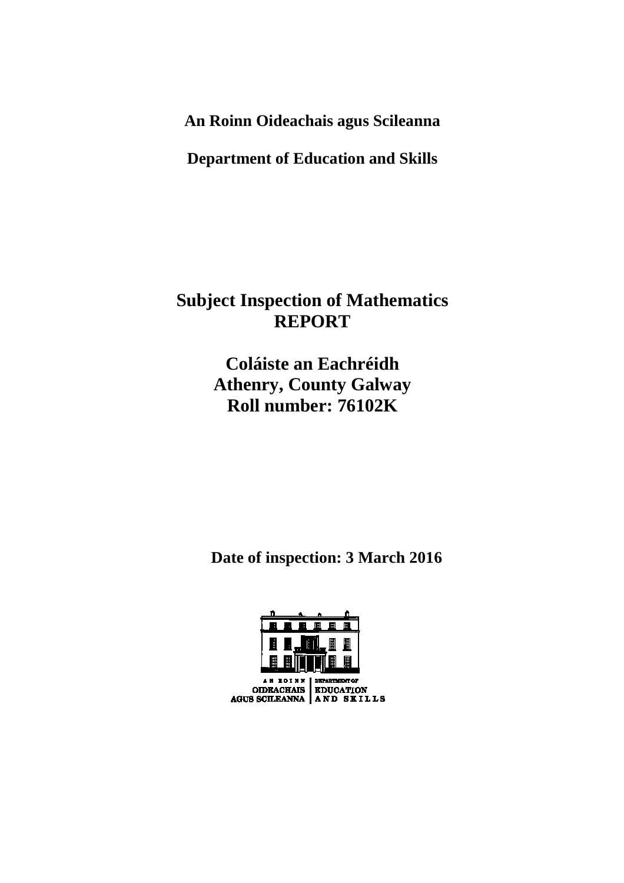**An Roinn Oideachais agus Scileanna**

**Department of Education and Skills**

# Subject Inspection of Mathematics REPORT

## Coláiste an Eachréidh
## Athenry, County Galway
## Roll number: 76102K

**Date of inspection: 3 March 2016**

AN ROINN OIDEACHAIS AGUS SCILEANNA | DEPARTMENT OF EDUCATION AND SKILLS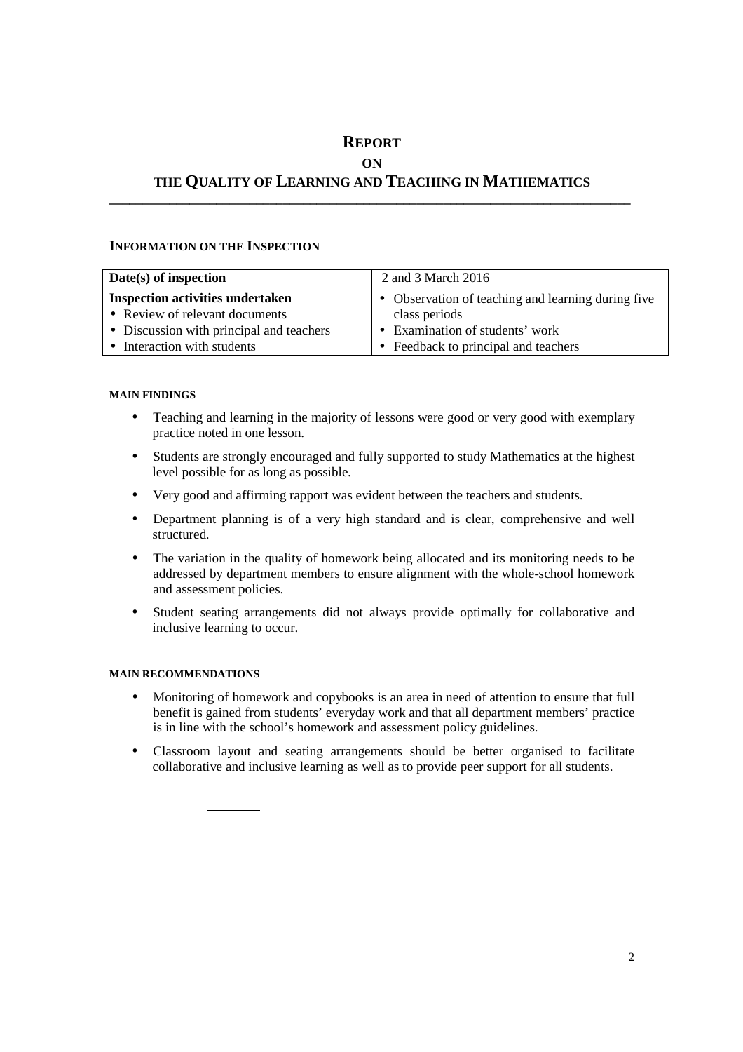# REPORT

## ON

## THE QUALITY OF LEARNING AND TEACHING IN MATHEMATICS

---

### INFORMATION ON THE INSPECTION

| Date(s) of inspection | 2 and 3 March 2016 |
|---|---|
| **Inspection activities undertaken**<br>• Review of relevant documents<br>• Discussion with principal and teachers<br>• Interaction with students | • Observation of teaching and learning during five class periods<br>• Examination of students' work<br>• Feedback to principal and teachers |

#### MAIN FINDINGS

- Teaching and learning in the majority of lessons were good or very good with exemplary practice noted in one lesson.
- Students are strongly encouraged and fully supported to study Mathematics at the highest level possible for as long as possible.
- Very good and affirming rapport was evident between the teachers and students.
- Department planning is of a very high standard and is clear, comprehensive and well structured.
- The variation in the quality of homework being allocated and its monitoring needs to be addressed by department members to ensure alignment with the whole-school homework and assessment policies.
- Student seating arrangements did not always provide optimally for collaborative and inclusive learning to occur.

#### MAIN RECOMMENDATIONS

- Monitoring of homework and copybooks is an area in need of attention to ensure that full benefit is gained from students' everyday work and that all department members' practice is in line with the school's homework and assessment policy guidelines.
- Classroom layout and seating arrangements should be better organised to facilitate collaborative and inclusive learning as well as to provide peer support for all students.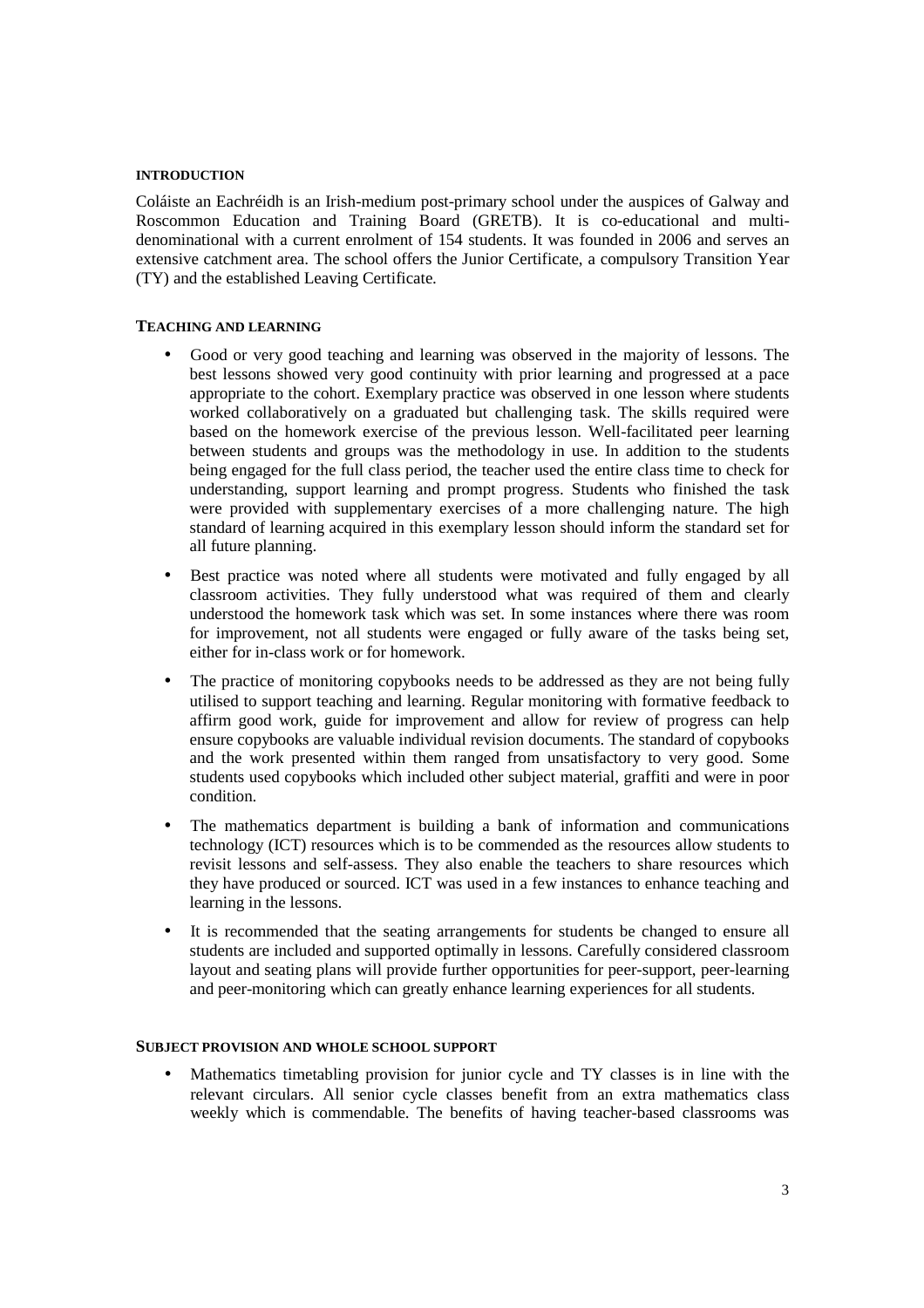## INTRODUCTION

Coláiste an Eachréidh is an Irish-medium post-primary school under the auspices of Galway and Roscommon Education and Training Board (GRETB). It is co-educational and multi-denominational with a current enrolment of 154 students. It was founded in 2006 and serves an extensive catchment area. The school offers the Junior Certificate, a compulsory Transition Year (TY) and the established Leaving Certificate.

## TEACHING AND LEARNING

- Good or very good teaching and learning was observed in the majority of lessons. The best lessons showed very good continuity with prior learning and progressed at a pace appropriate to the cohort. Exemplary practice was observed in one lesson where students worked collaboratively on a graduated but challenging task. The skills required were based on the homework exercise of the previous lesson. Well-facilitated peer learning between students and groups was the methodology in use. In addition to the students being engaged for the full class period, the teacher used the entire class time to check for understanding, support learning and prompt progress. Students who finished the task were provided with supplementary exercises of a more challenging nature. The high standard of learning acquired in this exemplary lesson should inform the standard set for all future planning.
- Best practice was noted where all students were motivated and fully engaged by all classroom activities. They fully understood what was required of them and clearly understood the homework task which was set. In some instances where there was room for improvement, not all students were engaged or fully aware of the tasks being set, either for in-class work or for homework.
- The practice of monitoring copybooks needs to be addressed as they are not being fully utilised to support teaching and learning. Regular monitoring with formative feedback to affirm good work, guide for improvement and allow for review of progress can help ensure copybooks are valuable individual revision documents. The standard of copybooks and the work presented within them ranged from unsatisfactory to very good. Some students used copybooks which included other subject material, graffiti and were in poor condition.
- The mathematics department is building a bank of information and communications technology (ICT) resources which is to be commended as the resources allow students to revisit lessons and self-assess. They also enable the teachers to share resources which they have produced or sourced. ICT was used in a few instances to enhance teaching and learning in the lessons.
- It is recommended that the seating arrangements for students be changed to ensure all students are included and supported optimally in lessons. Carefully considered classroom layout and seating plans will provide further opportunities for peer-support, peer-learning and peer-monitoring which can greatly enhance learning experiences for all students.

## SUBJECT PROVISION AND WHOLE SCHOOL SUPPORT

- Mathematics timetabling provision for junior cycle and TY classes is in line with the relevant circulars. All senior cycle classes benefit from an extra mathematics class weekly which is commendable. The benefits of having teacher-based classrooms was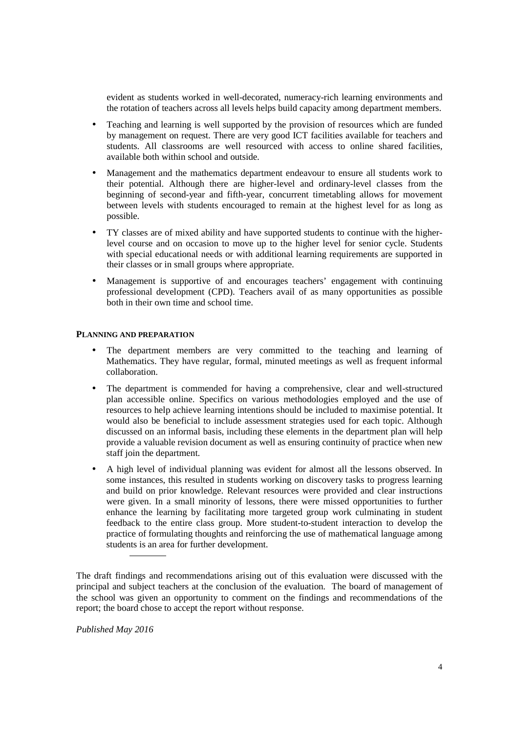evident as students worked in well-decorated, numeracy-rich learning environments and the rotation of teachers across all levels helps build capacity among department members.

- Teaching and learning is well supported by the provision of resources which are funded by management on request. There are very good ICT facilities available for teachers and students. All classrooms are well resourced with access to online shared facilities, available both within school and outside.
- Management and the mathematics department endeavour to ensure all students work to their potential. Although there are higher-level and ordinary-level classes from the beginning of second-year and fifth-year, concurrent timetabling allows for movement between levels with students encouraged to remain at the highest level for as long as possible.
- TY classes are of mixed ability and have supported students to continue with the higher-level course and on occasion to move up to the higher level for senior cycle. Students with special educational needs or with additional learning requirements are supported in their classes or in small groups where appropriate.
- Management is supportive of and encourages teachers' engagement with continuing professional development (CPD). Teachers avail of as many opportunities as possible both in their own time and school time.

### PLANNING AND PREPARATION

- The department members are very committed to the teaching and learning of Mathematics. They have regular, formal, minuted meetings as well as frequent informal collaboration.
- The department is commended for having a comprehensive, clear and well-structured plan accessible online. Specifics on various methodologies employed and the use of resources to help achieve learning intentions should be included to maximise potential. It would also be beneficial to include assessment strategies used for each topic. Although discussed on an informal basis, including these elements in the department plan will help provide a valuable revision document as well as ensuring continuity of practice when new staff join the department.
- A high level of individual planning was evident for almost all the lessons observed. In some instances, this resulted in students working on discovery tasks to progress learning and build on prior knowledge. Relevant resources were provided and clear instructions were given. In a small minority of lessons, there were missed opportunities to further enhance the learning by facilitating more targeted group work culminating in student feedback to the entire class group. More student-to-student interaction to develop the practice of formulating thoughts and reinforcing the use of mathematical language among students is an area for further development.

---

The draft findings and recommendations arising out of this evaluation were discussed with the principal and subject teachers at the conclusion of the evaluation. The board of management of the school was given an opportunity to comment on the findings and recommendations of the report; the board chose to accept the report without response.

*Published May 2016*